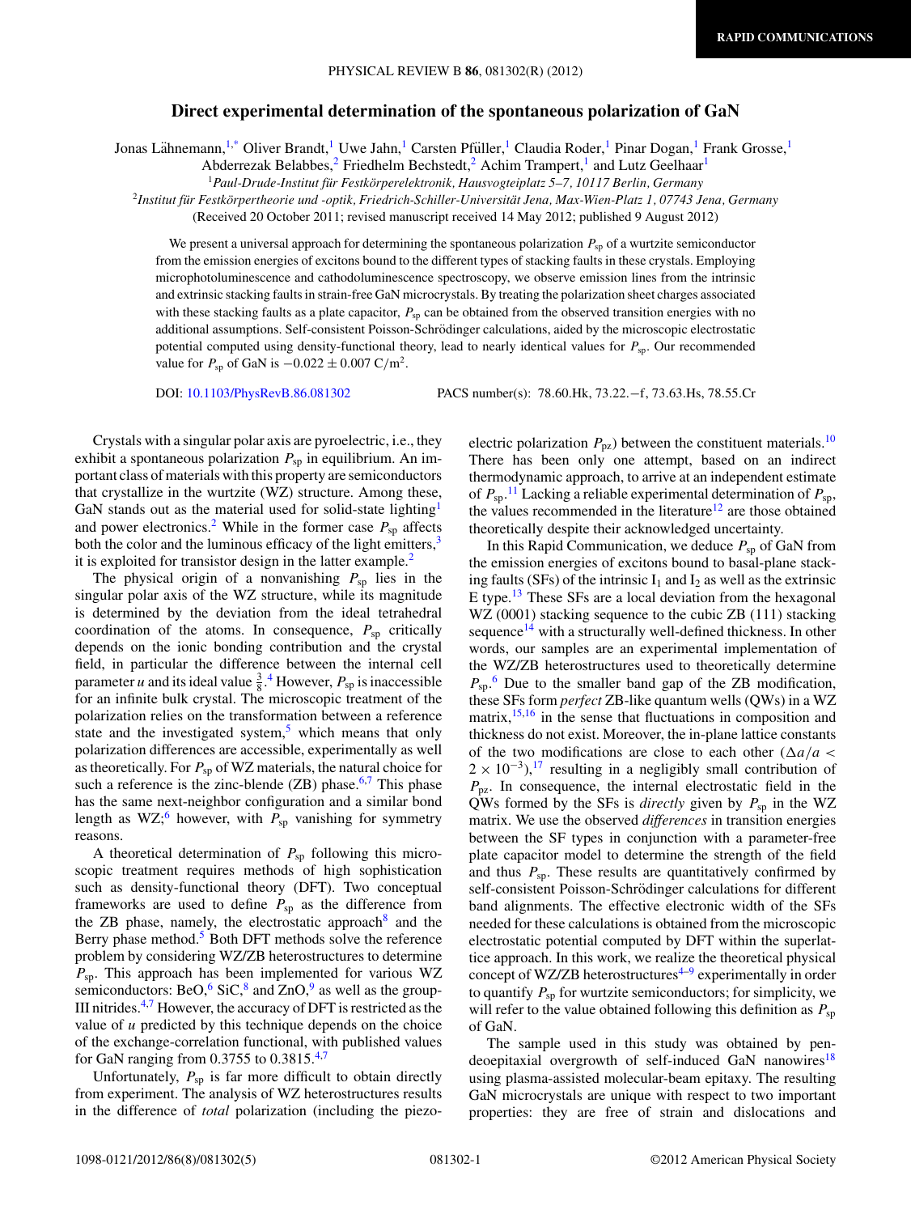# Direct experimental determination of the spontaneous polarization of GaN

Jonas Lähnemann,[1,*] Oliver Brandt,[1] Uwe Jahn,[1] Carsten Pfüller,[1] Claudia Roder,[1] Pinar Dogan,[1] Frank Grosse,[1] Abderrezak Belabbes,[2] Friedhelm Bechstedt,[2] Achim Trampert,[1] and Lutz Geelhaar[1]

[1]*Paul-Drude-Institut für Festkörperelektronik, Hausvogteiplatz 5–7, 10117 Berlin, Germany*

[2]*Institut für Festkörpertheorie und -optik, Friedrich-Schiller-Universität Jena, Max-Wien-Platz 1, 07743 Jena, Germany*

(Received 20 October 2011; revised manuscript received 14 May 2012; published 9 August 2012)

We present a universal approach for determining the spontaneous polarization $P_{sp}$ of a wurtzite semiconductor from the emission energies of excitons bound to the different types of stacking faults in these crystals. Employing microphotoluminescence and cathodoluminescence spectroscopy, we observe emission lines from the intrinsic and extrinsic stacking faults in strain-free GaN microcrystals. By treating the polarization sheet charges associated with these stacking faults as a plate capacitor, $P_{sp}$ can be obtained from the observed transition energies with no additional assumptions. Self-consistent Poisson-Schrödinger calculations, aided by the microscopic electrostatic potential computed using density-functional theory, lead to nearly identical values for $P_{sp}$. Our recommended value for $P_{sp}$ of GaN is $-0.022 \pm 0.007$ C/m$^2$.

DOI: 10.1103/PhysRevB.86.081302 PACS number(s): 78.60.Hk, 73.22.−f, 73.63.Hs, 78.55.Cr

Crystals with a singular polar axis are pyroelectric, i.e., they exhibit a spontaneous polarization $P_{sp}$ in equilibrium. An important class of materials with this property are semiconductors that crystallize in the wurtzite (WZ) structure. Among these, GaN stands out as the material used for solid-state lighting[1] and power electronics.[2] While in the former case $P_{sp}$ affects both the color and the luminous efficacy of the light emitters,[3] it is exploited for transistor design in the latter example.[2]

The physical origin of a nonvanishing $P_{sp}$ lies in the singular polar axis of the WZ structure, while its magnitude is determined by the deviation from the ideal tetrahedral coordination of the atoms. In consequence, $P_{sp}$ critically depends on the ionic bonding contribution and the crystal field, in particular the difference between the internal cell parameter $u$ and its ideal value $\frac{3}{8}$.[4] However, $P_{sp}$ is inaccessible for an infinite bulk crystal. The microscopic treatment of the polarization relies on the transformation between a reference state and the investigated system,[5] which means that only polarization differences are accessible, experimentally as well as theoretically. For $P_{sp}$ of WZ materials, the natural choice for such a reference is the zinc-blende (ZB) phase.[6,7] This phase has the same next-neighbor configuration and a similar bond length as WZ;[6] however, with $P_{sp}$ vanishing for symmetry reasons.

A theoretical determination of $P_{sp}$ following this microscopic treatment requires methods of high sophistication such as density-functional theory (DFT). Two conceptual frameworks are used to define $P_{sp}$ as the difference from the ZB phase, namely, the electrostatic approach[8] and the Berry phase method.[5] Both DFT methods solve the reference problem by considering WZ/ZB heterostructures to determine $P_{sp}$. This approach has been implemented for various WZ semiconductors: BeO,[6] SiC,[8] and ZnO,[9] as well as the group-III nitrides.[4,7] However, the accuracy of DFT is restricted as the value of $u$ predicted by this technique depends on the choice of the exchange-correlation functional, with published values for GaN ranging from 0.3755 to 0.3815.[4,7]

Unfortunately, $P_{sp}$ is far more difficult to obtain directly from experiment. The analysis of WZ heterostructures results in the difference of *total* polarization (including the piezoelectric polarization $P_{pz}$) between the constituent materials.[10] There has been only one attempt, based on an indirect thermodynamic approach, to arrive at an independent estimate of $P_{sp}$.[11] Lacking a reliable experimental determination of $P_{sp}$, the values recommended in the literature[12] are those obtained theoretically despite their acknowledged uncertainty.

In this Rapid Communication, we deduce $P_{sp}$ of GaN from the emission energies of excitons bound to basal-plane stacking faults (SFs) of the intrinsic $I_1$ and $I_2$ as well as the extrinsic E type.[13] These SFs are a local deviation from the hexagonal WZ (0001) stacking sequence to the cubic ZB (111) stacking sequence[14] with a structurally well-defined thickness. In other words, our samples are an experimental implementation of the WZ/ZB heterostructures used to theoretically determine $P_{sp}$.[6] Due to the smaller band gap of the ZB modification, these SFs form *perfect* ZB-like quantum wells (QWs) in a WZ matrix,[15,16] in the sense that fluctuations in composition and thickness do not exist. Moreover, the in-plane lattice constants of the two modifications are close to each other ($\Delta a/a < 2 \times 10^{-3}$),[17] resulting in a negligibly small contribution of $P_{pz}$. In consequence, the internal electrostatic field in the QWs formed by the SFs is *directly* given by $P_{sp}$ in the WZ matrix. We use the observed *differences* in transition energies between the SF types in conjunction with a parameter-free plate capacitor model to determine the strength of the field and thus $P_{sp}$. These results are quantitatively confirmed by self-consistent Poisson-Schrödinger calculations for different band alignments. The effective electronic width of the SFs needed for these calculations is obtained from the microscopic electrostatic potential computed by DFT within the superlattice approach. In this work, we realize the theoretical physical concept of WZ/ZB heterostructures[4–9] experimentally in order to quantify $P_{sp}$ for wurtzite semiconductors; for simplicity, we will refer to the value obtained following this definition as $P_{sp}$ of GaN.

The sample used in this study was obtained by pendeoepitaxial overgrowth of self-induced GaN nanowires[18] using plasma-assisted molecular-beam epitaxy. The resulting GaN microcrystals are unique with respect to two important properties: they are free of strain and dislocations and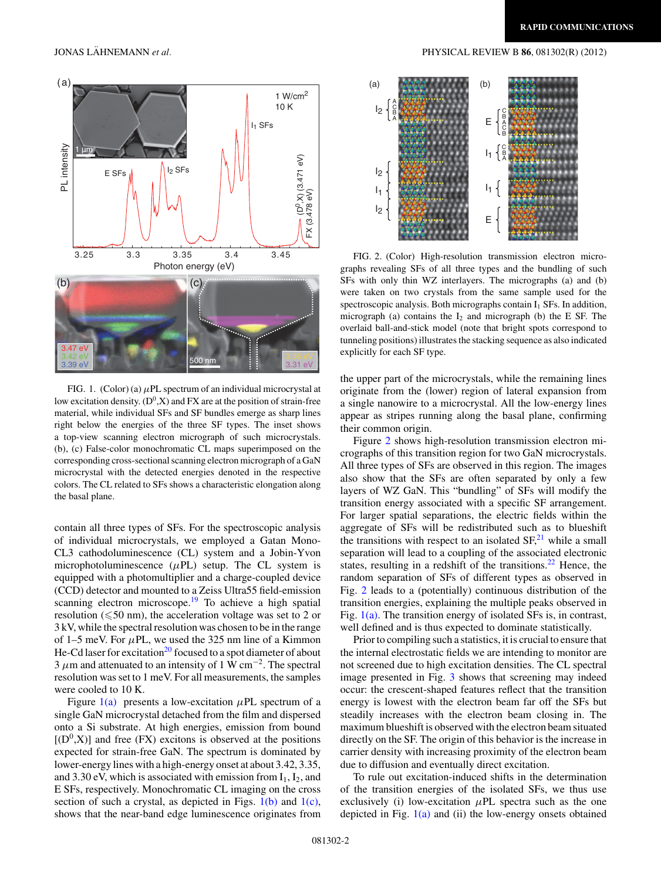FIG. 1. (Color) (a) $\mu$PL spectrum of an individual microcrystal at low excitation density. ($D^0$,X) and FX are at the position of strain-free material, while individual SFs and SF bundles emerge as sharp lines right below the energies of the three SF types. The inset shows a top-view scanning electron micrograph of such microcrystals. (b), (c) False-color monochromatic CL maps superimposed on the corresponding cross-sectional scanning electron micrograph of a GaN microcrystal with the detected energies denoted in the respective colors. The CL related to SFs shows a characteristic elongation along the basal plane.

contain all three types of SFs. For the spectroscopic analysis of individual microcrystals, we employed a Gatan Mono-CL3 cathodoluminescence (CL) system and a Jobin-Yvon microphotoluminescence ($\mu$PL) setup. The CL system is equipped with a photomultiplier and a charge-coupled device (CCD) detector and mounted to a Zeiss Ultra55 field-emission scanning electron microscope.[19] To achieve a high spatial resolution ($\leqslant$50 nm), the acceleration voltage was set to 2 or 3 kV, while the spectral resolution was chosen to be in the range of 1–5 meV. For $\mu$PL, we used the 325 nm line of a Kimmon He-Cd laser for excitation[20] focused to a spot diameter of about 3 $\mu$m and attenuated to an intensity of 1 W $cm^{-2}$. The spectral resolution was set to 1 meV. For all measurements, the samples were cooled to 10 K.

Figure 1(a) presents a low-excitation $\mu$PL spectrum of a single GaN microcrystal detached from the film and dispersed onto a Si substrate. At high energies, emission from bound [($D^0$,X)] and free (FX) excitons is observed at the positions expected for strain-free GaN. The spectrum is dominated by lower-energy lines with a high-energy onset at about 3.42, 3.35, and 3.30 eV, which is associated with emission from $I_1$, $I_2$, and E SFs, respectively. Monochromatic CL imaging on the cross section of such a crystal, as depicted in Figs. 1(b) and 1(c), shows that the near-band edge luminescence originates from the upper part of the microcrystals, while the remaining lines originate from the (lower) region of lateral expansion from a single nanowire to a microcrystal. All the low-energy lines appear as stripes running along the basal plane, confirming their common origin.

FIG. 2. (Color) High-resolution transmission electron micrographs revealing SFs of all three types and the bundling of such SFs with only thin WZ interlayers. The micrographs (a) and (b) were taken on two crystals from the same sample used for the spectroscopic analysis. Both micrographs contain $I_1$ SFs. In addition, micrograph (a) contains the $I_2$ and micrograph (b) the E SF. The overlaid ball-and-stick model (note that bright spots correspond to tunneling positions) illustrates the stacking sequence as also indicated explicitly for each SF type.

Figure 2 shows high-resolution transmission electron micrographs of this transition region for two GaN microcrystals. All three types of SFs are observed in this region. The images also show that the SFs are often separated by only a few layers of WZ GaN. This "bundling" of SFs will modify the transition energy associated with a specific SF arrangement. For larger spatial separations, the electric fields within the aggregate of SFs will be redistributed such as to blueshift the transitions with respect to an isolated SF,[21] while a small separation will lead to a coupling of the associated electronic states, resulting in a redshift of the transitions.[22] Hence, the random separation of SFs of different types as observed in Fig. 2 leads to a (potentially) continuous distribution of the transition energies, explaining the multiple peaks observed in Fig. 1(a). The transition energy of isolated SFs is, in contrast, well defined and is thus expected to dominate statistically.

Prior to compiling such a statistics, it is crucial to ensure that the internal electrostatic fields we are intending to monitor are not screened due to high excitation densities. The CL spectral image presented in Fig. 3 shows that screening may indeed occur: the crescent-shaped features reflect that the transition energy is lowest with the electron beam far off the SFs but steadily increases with the electron beam closing in. The maximum blueshift is observed with the electron beam situated directly on the SF. The origin of this behavior is the increase in carrier density with increasing proximity of the electron beam due to diffusion and eventually direct excitation.

To rule out excitation-induced shifts in the determination of the transition energies of the isolated SFs, we thus use exclusively (i) low-excitation $\mu$PL spectra such as the one depicted in Fig. 1(a) and (ii) the low-energy onsets obtained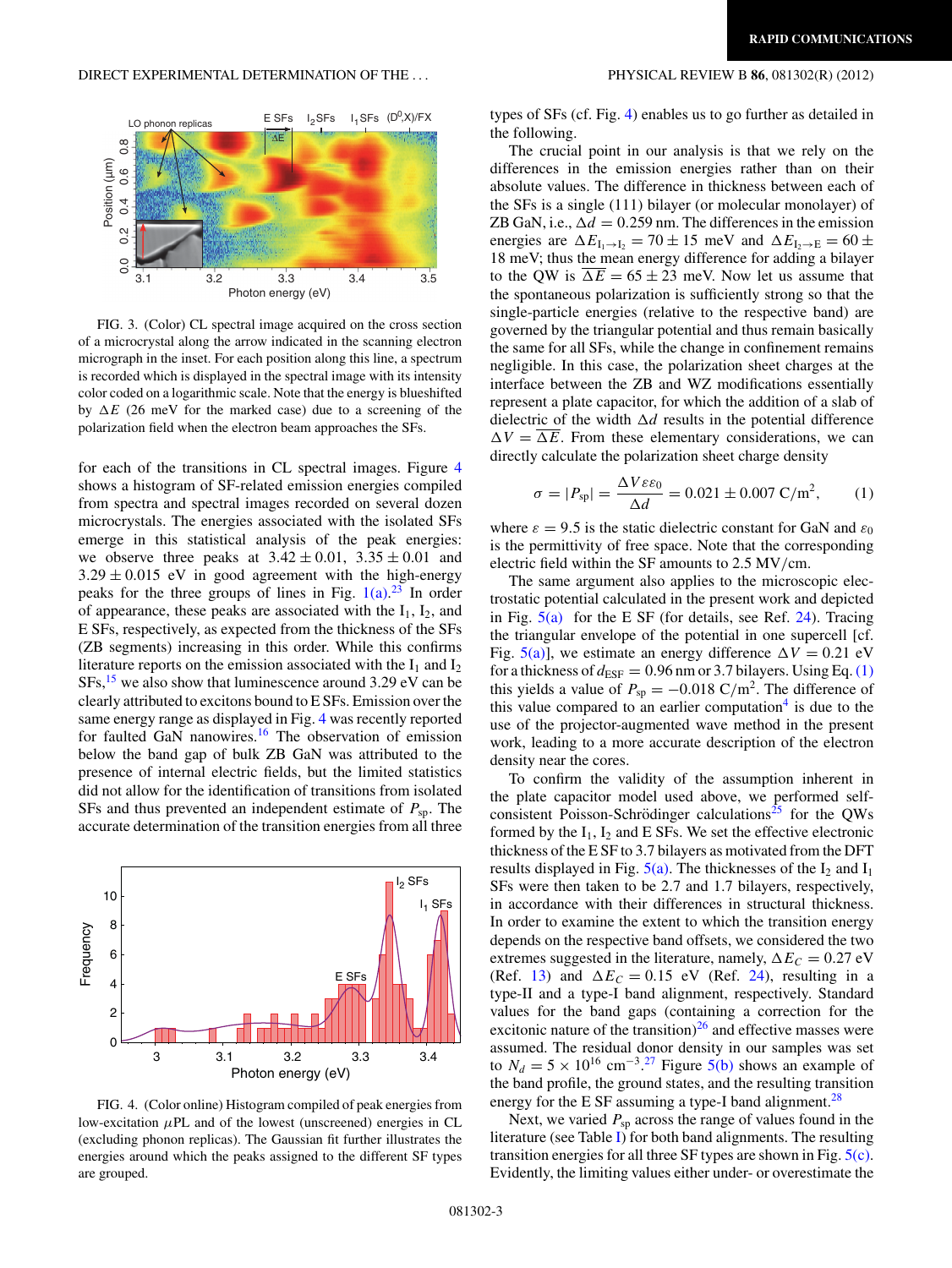FIG. 3. (Color) CL spectral image acquired on the cross section of a microcrystal along the arrow indicated in the scanning electron micrograph in the inset. For each position along this line, a spectrum is recorded which is displayed in the spectral image with its intensity color coded on a logarithmic scale. Note that the energy is blueshifted by $\Delta E$ (26 meV for the marked case) due to a screening of the polarization field when the electron beam approaches the SFs.

for each of the transitions in CL spectral images. Figure 4 shows a histogram of SF-related emission energies compiled from spectra and spectral images recorded on several dozen microcrystals. The energies associated with the isolated SFs emerge in this statistical analysis of the peak energies: we observe three peaks at $3.42 \pm 0.01$, $3.35 \pm 0.01$ and $3.29 \pm 0.015$ eV in good agreement with the high-energy peaks for the three groups of lines in Fig. 1(a).[23] In order of appearance, these peaks are associated with the $I_1$, $I_2$, and E SFs, respectively, as expected from the thickness of the SFs (ZB segments) increasing in this order. While this confirms literature reports on the emission associated with the $I_1$ and $I_2$ SFs,[15] we also show that luminescence around 3.29 eV can be clearly attributed to excitons bound to E SFs. Emission over the same energy range as displayed in Fig. 4 was recently reported for faulted GaN nanowires.[16] The observation of emission below the band gap of bulk ZB GaN was attributed to the presence of internal electric fields, but the limited statistics did not allow for the identification of transitions from isolated SFs and thus prevented an independent estimate of $P_{\rm sp}$. The accurate determination of the transition energies from all three

FIG. 4. (Color online) Histogram compiled of peak energies from low-excitation $\mu$PL and of the lowest (unscreened) energies in CL spectral images (excluding phonon replicas). The Gaussian fit further illustrates the energies around which the peaks assigned to the different SF types are grouped.

types of SFs (cf. Fig. 4) enables us to go further as detailed in the following.

The crucial point in our analysis is that we rely on the differences in the emission energies rather than on their absolute values. The difference in thickness between each of the SFs is a single (111) bilayer (or molecular monolayer) of ZB GaN, i.e., $\Delta d = 0.259$ nm. The differences in the emission energies are $\Delta E_{I_1 \to I_2} = 70 \pm 15$ meV and $\Delta E_{I_2 \to E} = 60 \pm 18$ meV; thus the mean energy difference for adding a bilayer to the QW is $\overline{\Delta E} = 65 \pm 23$ meV. Now let us assume that the spontaneous polarization is sufficiently strong so that the single-particle energies (relative to the respective band) are governed by the triangular potential and thus remain basically the same for all SFs, while the change in confinement remains negligible. In this case, the polarization sheet charges at the interface between the ZB and WZ modifications essentially represent a plate capacitor, for which the addition of a slab of dielectric of the width $\Delta d$ results in the potential difference $\Delta V = \overline{\Delta E}$. From these elementary considerations, we can directly calculate the polarization sheet charge density

$$\sigma = |P_{\rm sp}| = \frac{\Delta V \varepsilon \varepsilon_0}{\Delta d} = 0.021 \pm 0.007 \ {\rm C/m^2}, \qquad (1)$$

where $\varepsilon = 9.5$ is the static dielectric constant for GaN and $\varepsilon_0$ is the permittivity of free space. Note that the corresponding electric field within the SF amounts to 2.5 MV/cm.

The same argument also applies to the microscopic electrostatic potential calculated in the present work and depicted in Fig. 5(a) for the E SF (for details, see Ref. 24). Tracing the triangular envelope of the potential in one supercell [cf. Fig. 5(a)], we estimate an energy difference $\Delta V = 0.21$ eV for a thickness of $d_{\rm ESF} = 0.96$ nm or 3.7 bilayers. Using Eq. (1) this yields a value of $P_{\rm sp} = -0.018$ C/m$^2$. The difference of this value compared to an earlier computation[4] is due to the use of the projector-augmented wave method in the present work, leading to a more accurate description of the electron density near the cores.

To confirm the validity of the assumption inherent in the plate capacitor model used above, we performed self-consistent Poisson-Schrödinger calculations[25] for the QWs formed by the $I_1$, $I_2$ and E SFs. We set the effective electronic thickness of the E SF to 3.7 bilayers as motivated from the DFT results displayed in Fig. 5(a). The thicknesses of the $I_2$ and $I_1$ SFs were then taken to be 2.7 and 1.7 bilayers, respectively, in accordance with their differences in structural thickness. In order to examine the extent to which the transition energy depends on the respective band offsets, we considered the two extremes suggested in the literature, namely, $\Delta E_C = 0.27$ eV (Ref. 13) and $\Delta E_C = 0.15$ eV (Ref. 24), resulting in a type-II and a type-I band alignment, respectively. Standard values for the band gaps (containing a correction for the excitonic nature of the transition)[26] and effective masses were assumed. The residual donor density in our samples was set to $N_d = 5 \times 10^{16}$ cm$^{-3}$.[27] Figure 5(b) shows an example of the band profile, the ground states, and the resulting transition energy for the E SF assuming a type-I band alignment.[28]

Next, we varied $P_{\rm sp}$ across the range of values found in the literature (see Table I) for both band alignments. The resulting transition energies for all three SF types are shown in Fig. 5(c). Evidently, the limiting values either under- or overestimate the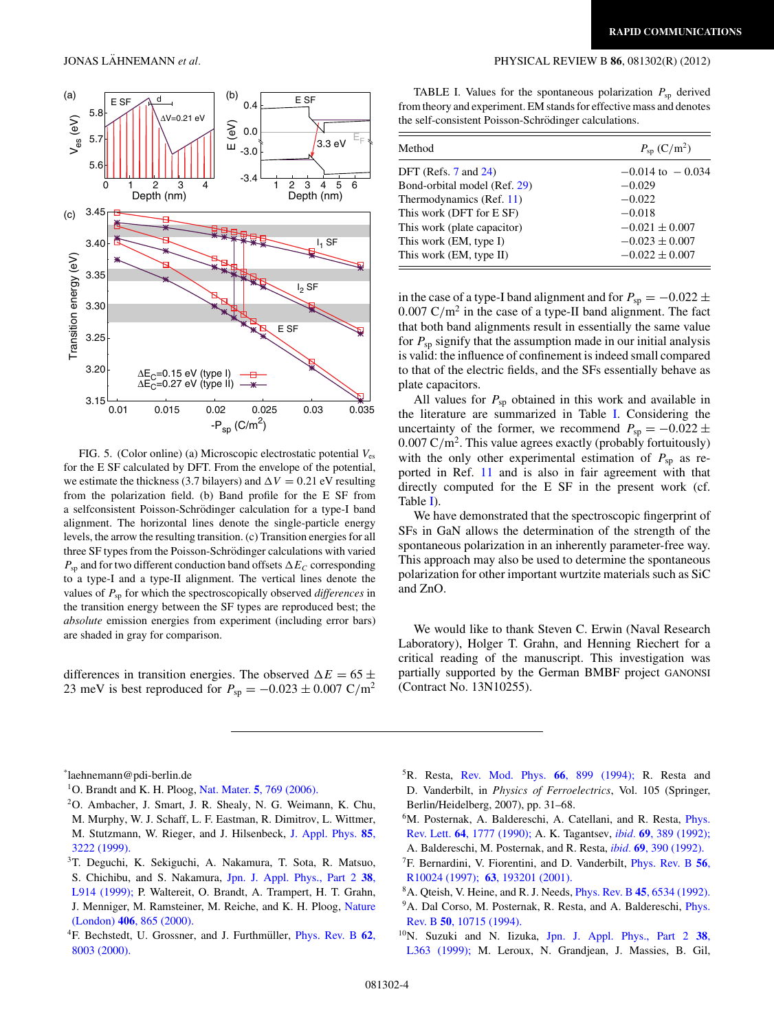FIG. 5. (Color online) (a) Microscopic electrostatic potential $V_{es}$ for the E SF calculated by DFT. From the envelope of the potential, we estimate the thickness (3.7 bilayers) and $\Delta V = 0.21$ eV resulting from the polarization field. (b) Band profile for the E SF from a selfconsistent Poisson-Schrödinger calculation for a type-I band alignment. The horizontal lines denote the single-particle energy levels, the arrow the resulting transition. (c) Transition energies for all three SF types from the Poisson-Schrödinger calculations with varied $P_{sp}$ and for two different conduction band offsets $\Delta E_C$ corresponding to a type-I and a type-II alignment. The vertical lines denote the values of $P_{sp}$ for which the spectroscopically observed *differences* in the transition energy between the SF types are reproduced best; the *absolute* emission energies from experiment (including error bars) are shaded in gray for comparison.

differences in transition energies. The observed $\Delta E = 65 \pm 23$ meV is best reproduced for $P_{sp} = -0.023 \pm 0.007$ C/m$^2$ in the case of a type-I band alignment and for $P_{sp} = -0.022 \pm 0.007$ C/m$^2$ in the case of a type-II band alignment. The fact that both band alignments result in essentially the same value for $P_{sp}$ signify that the assumption made in our initial analysis is valid: the influence of confinement is indeed small compared to the electric fields, and the SFs essentially behave as plate capacitors.

All values for $P_{sp}$ obtained in this work and available in the literature are summarized in Table I. Considering the uncertainty of the former, we recommend $P_{sp} = -0.022 \pm 0.007$ C/m$^2$. This value agrees exactly (probably fortuitously) with the only other experimental estimation of $P_{sp}$ as reported in Ref. 11 and is also in fair agreement with that directly computed for the E SF in the present work (cf. Table I).

We have demonstrated that the spectroscopic fingerprint of SFs in GaN allows the determination of the strength of the spontaneous polarization in an inherently parameter-free way. This approach may also be used to determine the spontaneous polarization for other important wurtzite materials such as SiC and ZnO.

TABLE I. Values for the spontaneous polarization $P_{sp}$ derived from theory and experiment. EM stands for effective mass and denotes the self-consistent Poisson-Schrödinger calculations.

| Method | $P_{sp}$ (C/m$^2$) |
|---|---|
| DFT (Refs. 7 and 24) | $-0.014$ to $-0.034$ |
| Bond-orbital model (Ref. 29) | $-0.029$ |
| Thermodynamics (Ref. 11) | $-0.022$ |
| This work (DFT for E SF) | $-0.018$ |
| This work (plate capacitor) | $-0.021 \pm 0.007$ |
| This work (EM, type I) | $-0.023 \pm 0.007$ |
| This work (EM, type II) | $-0.022 \pm 0.007$ |

We would like to thank Steven C. Erwin (Naval Research Laboratory), Holger T. Grahn, and Henning Riechert for a critical reading of the manuscript. This investigation was partially supported by the German BMBF project GANONSI (Contract No. 13N10255).

---

*laehnemann@pdi-berlin.de

[1] O. Brandt and K. H. Ploog, Nat. Mater. **5**, 769 (2006).

[2] O. Ambacher, J. Smart, J. R. Shealy, N. G. Weimann, K. Chu, M. Murphy, W. J. Schaff, L. F. Eastman, R. Dimitrov, L. Wittmer, M. Stutzmann, W. Rieger, and J. Hilsenbeck, J. Appl. Phys. **85**, 3222 (1999).

[3] T. Deguchi, K. Sekiguchi, A. Nakamura, T. Sota, R. Matsuo, S. Chichibu, and S. Nakamura, Jpn. J. Appl. Phys., Part 2 **38**, L914 (1999); P. Waltereit, O. Brandt, A. Trampert, H. T. Grahn, J. Menniger, M. Ramsteiner, M. Reiche, and K. H. Ploog, Nature (London) **406**, 865 (2000).

[4] F. Bechstedt, U. Grossner, and J. Furthmüller, Phys. Rev. B **62**, 8003 (2000).

[5] R. Resta, Rev. Mod. Phys. **66**, 899 (1994); R. Resta and D. Vanderbilt, in *Physics of Ferroelectrics*, Vol. 105 (Springer, Berlin/Heidelberg, 2007), pp. 31–68.

[6] M. Posternak, A. Baldereschi, A. Catellani, and R. Resta, Phys. Rev. Lett. **64**, 1777 (1990); A. K. Tagantsev, *ibid.* **69**, 389 (1992); A. Baldereschi, M. Posternak, and R. Resta, *ibid.* **69**, 390 (1992).

[7] F. Bernardini, V. Fiorentini, and D. Vanderbilt, Phys. Rev. B **56**, R10024 (1997); **63**, 193201 (2001).

[8] A. Qteish, V. Heine, and R. J. Needs, Phys. Rev. B **45**, 6534 (1992).

[9] A. Dal Corso, M. Posternak, R. Resta, and A. Baldereschi, Phys. Rev. B **50**, 10715 (1994).

[10] N. Suzuki and N. Iizuka, Jpn. J. Appl. Phys., Part 2 **38**, L363 (1999); M. Leroux, N. Grandjean, J. Massies, B. Gil,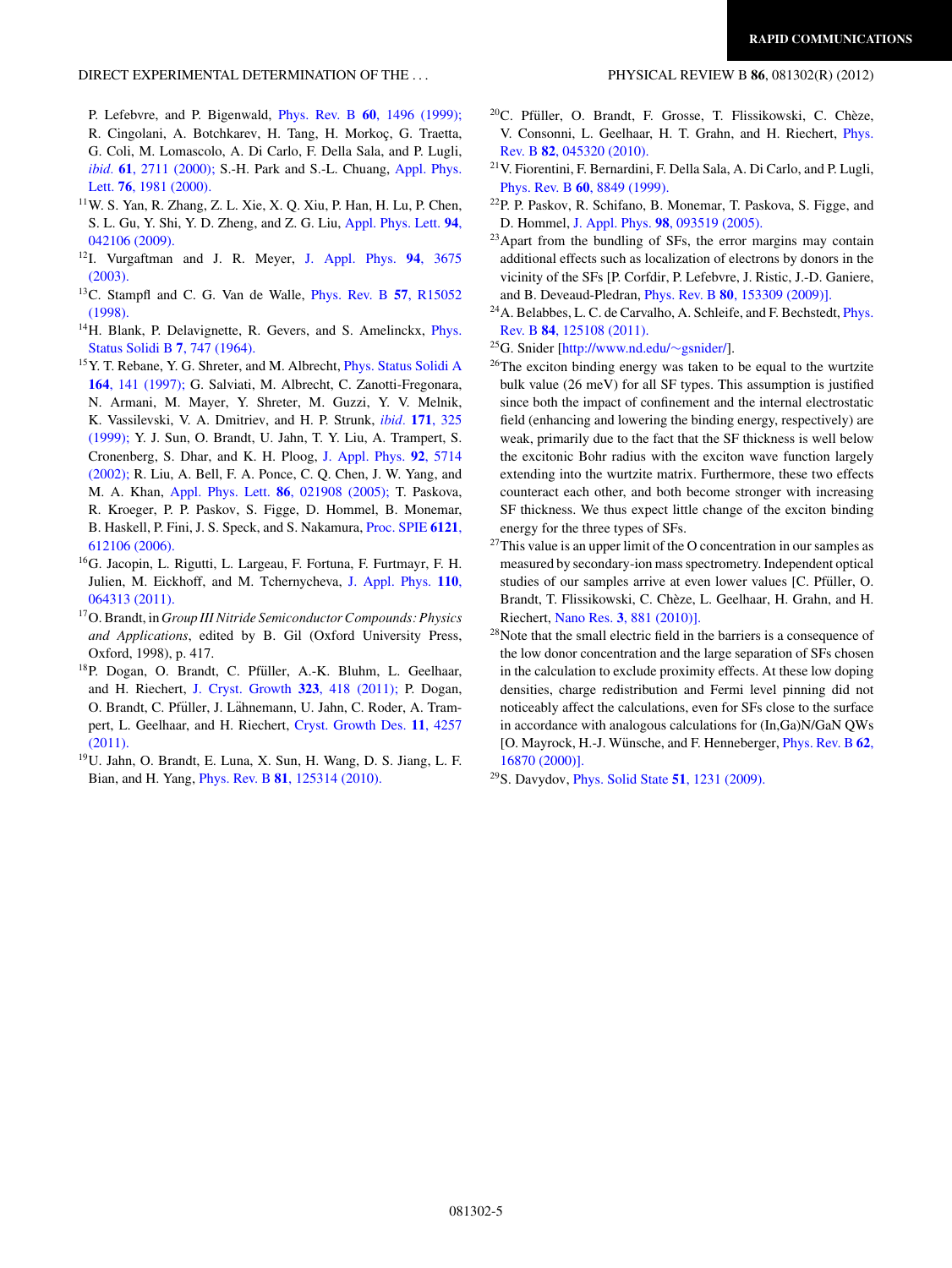P. Lefebvre, and P. Bigenwald, Phys. Rev. B **60**, 1496 (1999); R. Cingolani, A. Botchkarev, H. Tang, H. Morkoç, G. Traetta, G. Coli, M. Lomascolo, A. Di Carlo, F. Della Sala, and P. Lugli, *ibid.* **61**, 2711 (2000); S.-H. Park and S.-L. Chuang, Appl. Phys. Lett. **76**, 1981 (2000).

[11] W. S. Yan, R. Zhang, Z. L. Xie, X. Q. Xiu, P. Han, H. Lu, P. Chen, S. L. Gu, Y. Shi, Y. D. Zheng, and Z. G. Liu, Appl. Phys. Lett. **94**, 042106 (2009).

[12] I. Vurgaftman and J. R. Meyer, J. Appl. Phys. **94**, 3675 (2003).

[13] C. Stampfl and C. G. Van de Walle, Phys. Rev. B **57**, R15052 (1998).

[14] H. Blank, P. Delavignette, R. Gevers, and S. Amelinckx, Phys. Status Solidi B **7**, 747 (1964).

[15] Y. T. Rebane, Y. G. Shreter, and M. Albrecht, Phys. Status Solidi A **164**, 141 (1997); G. Salviati, M. Albrecht, C. Zanotti-Fregonara, N. Armani, M. Mayer, Y. Shreter, M. Guzzi, Y. V. Melnik, K. Vassilevski, V. A. Dmitriev, and H. P. Strunk, *ibid.* **171**, 325 (1999); Y. J. Sun, O. Brandt, U. Jahn, T. Y. Liu, A. Trampert, S. Cronenberg, S. Dhar, and K. H. Ploog, J. Appl. Phys. **92**, 5714 (2002); R. Liu, A. Bell, F. A. Ponce, C. Q. Chen, J. W. Yang, and M. A. Khan, Appl. Phys. Lett. **86**, 021908 (2005); T. Paskova, R. Kroeger, P. P. Paskov, S. Figge, D. Hommel, B. Monemar, B. Haskell, P. Fini, J. S. Speck, and S. Nakamura, Proc. SPIE **6121**, 612106 (2006).

[16] G. Jacopin, L. Rigutti, L. Largeau, F. Fortuna, F. Furtmayr, F. H. Julien, M. Eickhoff, and M. Tchernycheva, J. Appl. Phys. **110**, 064313 (2011).

[17] O. Brandt, in *Group III Nitride Semiconductor Compounds: Physics and Applications*, edited by B. Gil (Oxford University Press, Oxford, 1998), p. 417.

[18] P. Dogan, O. Brandt, C. Pfüller, A.-K. Bluhm, L. Geelhaar, and H. Riechert, J. Cryst. Growth **323**, 418 (2011); P. Dogan, O. Brandt, C. Pfüller, J. Lähnemann, U. Jahn, C. Roder, A. Trampert, L. Geelhaar, and H. Riechert, Cryst. Growth Des. **11**, 4257 (2011).

[19] U. Jahn, O. Brandt, E. Luna, X. Sun, H. Wang, D. S. Jiang, L. F. Bian, and H. Yang, Phys. Rev. B **81**, 125314 (2010).

[20] C. Pfüller, O. Brandt, F. Grosse, T. Flissikowski, C. Chèze, V. Consonni, L. Geelhaar, H. T. Grahn, and H. Riechert, Phys. Rev. B **82**, 045320 (2010).

[21] V. Fiorentini, F. Bernardini, F. Della Sala, A. Di Carlo, and P. Lugli, Phys. Rev. B **60**, 8849 (1999).

[22] P. P. Paskov, R. Schifano, B. Monemar, T. Paskova, S. Figge, and D. Hommel, J. Appl. Phys. **98**, 093519 (2005).

[23] Apart from the bundling of SFs, the error margins may contain additional effects such as localization of electrons by donors in the vicinity of the SFs [P. Corfdir, P. Lefebvre, J. Ristic, J.-D. Ganiere, and B. Deveaud-Pledran, Phys. Rev. B **80**, 153309 (2009)].

[24] A. Belabbes, L. C. de Carvalho, A. Schleife, and F. Bechstedt, Phys. Rev. B **84**, 125108 (2011).

[25] G. Snider [http://www.nd.edu/~gsnider/].

[26] The exciton binding energy was taken to be equal to the wurtzite bulk value (26 meV) for all SF types. This assumption is justified since both the impact of confinement and the internal electrostatic field (enhancing and lowering the binding energy, respectively) are weak, primarily due to the fact that the SF thickness is well below the excitonic Bohr radius with the exciton wave function largely extending into the wurtzite matrix. Furthermore, these two effects counteract each other, and both become stronger with increasing SF thickness. We thus expect little change of the exciton binding energy for the three types of SFs.

[27] This value is an upper limit of the O concentration in our samples as measured by secondary-ion mass spectrometry. Independent optical studies of our samples arrive at even lower values [C. Pfüller, O. Brandt, T. Flissikowski, C. Chèze, L. Geelhaar, H. Grahn, and H. Riechert, Nano Res. **3**, 881 (2010)].

[28] Note that the small electric field in the barriers is a consequence of the low donor concentration and the large separation of SFs chosen in the calculation to exclude proximity effects. At these low doping densities, charge redistribution and Fermi level pinning did not noticeably affect the calculations, even for SFs close to the surface in accordance with analogous calculations for (In,Ga)N/GaN QWs [O. Mayrock, H.-J. Wünsche, and F. Henneberger, Phys. Rev. B **62**, 16870 (2000)].

[29] S. Davydov, Phys. Solid State **51**, 1231 (2009).